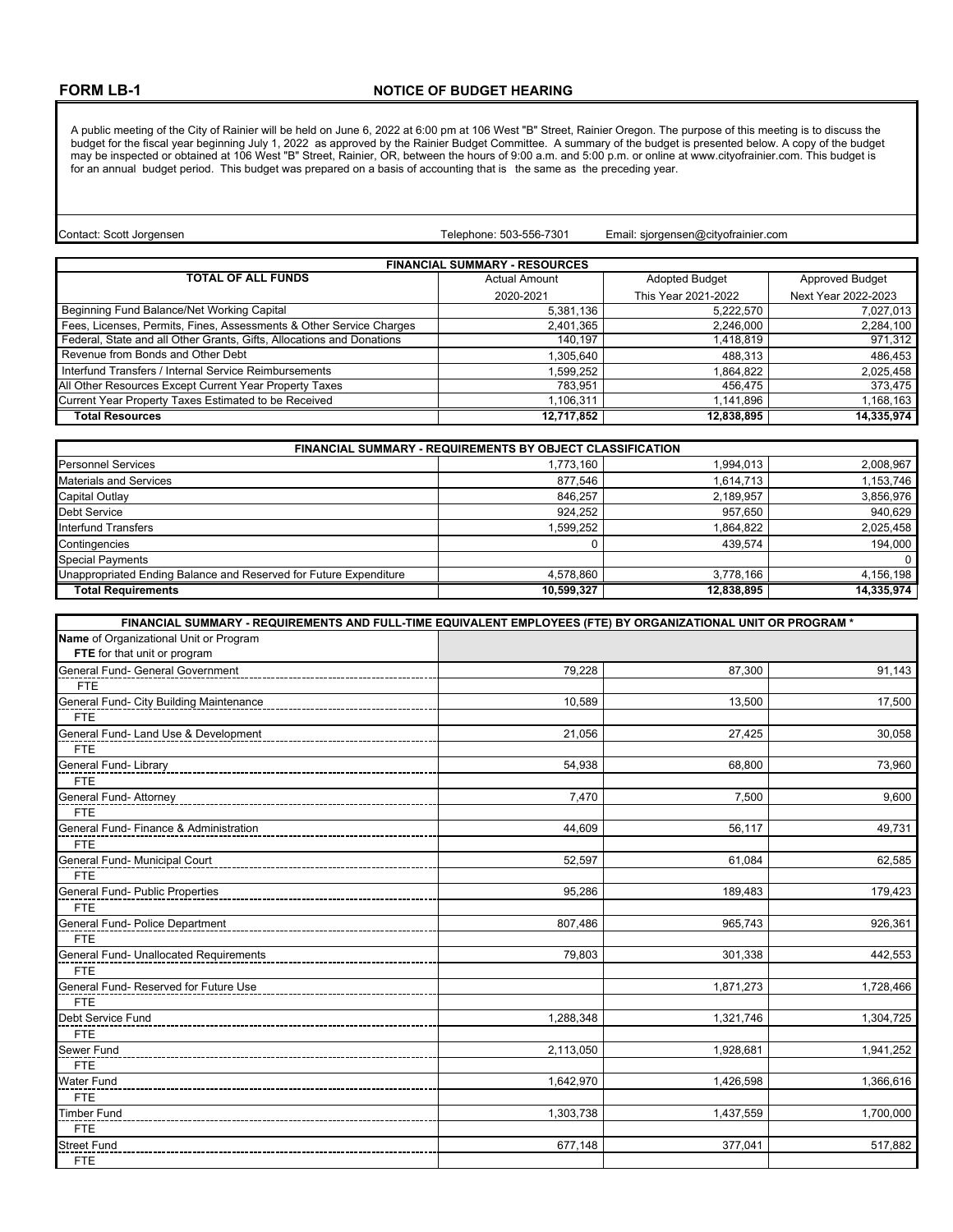**FORM LB-1**

## NOTICE OF BUDGET HEARING

A public meeting of the City of Rainier will be held on June 6, 2022 at 6:00 pm at 106 West "B" Street, Rainier Oregon. The purpose of this meeting is to discuss the budget for the fiscal year beginning July 1, 2022 as approved by the Rainier Budget Committee. A summary of the budget is presented below. A copy of the budget may be inspected or obtained at 106 West "B" Street, Rainier, OR, between the hours of 9:00 a.m. and 5:00 p.m. or online at www.cityofrainier.com. This budget is for an annual budget period. This budget was prepared on a basis of accounting that is the same as the preceding year.

Contact: Scott Jorgensen    Telephone: 503-556-7301    Email: sjorgensen@cityofrainier.com

| FINANCIAL SUMMARY - RESOURCES | | | |
|---|---|---|---|
| **TOTAL OF ALL FUNDS** | Actual Amount 2020-2021 | Adopted Budget This Year 2021-2022 | Approved Budget Next Year 2022-2023 |
| Beginning Fund Balance/Net Working Capital | 5,381,136 | 5,222,570 | 7,027,013 |
| Fees, Licenses, Permits, Fines, Assessments & Other Service Charges | 2,401,365 | 2,246,000 | 2,284,100 |
| Federal, State and all Other Grants, Gifts, Allocations and Donations | 140,197 | 1,418,819 | 971,312 |
| Revenue from Bonds and Other Debt | 1,305,640 | 488,313 | 486,453 |
| Interfund Transfers / Internal Service Reimbursements | 1,599,252 | 1,864,822 | 2,025,458 |
| All Other Resources Except Current Year Property Taxes | 783,951 | 456,475 | 373,475 |
| Current Year Property Taxes Estimated to be Received | 1,106,311 | 1,141,896 | 1,168,163 |
| **Total Resources** | **12,717,852** | **12,838,895** | **14,335,974** |

| FINANCIAL SUMMARY - REQUIREMENTS BY OBJECT CLASSIFICATION | | | |
|---|---|---|---|
| Personnel Services | 1,773,160 | 1,994,013 | 2,008,967 |
| Materials and Services | 877,546 | 1,614,713 | 1,153,746 |
| Capital Outlay | 846,257 | 2,189,957 | 3,856,976 |
| Debt Service | 924,252 | 957,650 | 940,629 |
| Interfund Transfers | 1,599,252 | 1,864,822 | 2,025,458 |
| Contingencies | 0 | 439,574 | 194,000 |
| Special Payments | | | 0 |
| Unappropriated Ending Balance and Reserved for Future Expenditure | 4,578,860 | 3,778,166 | 4,156,198 |
| **Total Requirements** | **10,599,327** | **12,838,895** | **14,335,974** |

| FINANCIAL SUMMARY - REQUIREMENTS AND FULL-TIME EQUIVALENT EMPLOYEES (FTE) BY ORGANIZATIONAL UNIT OR PROGRAM * | | | |
|---|---|---|---|
| **Name** of Organizational Unit or Program<br>**FTE** for that unit or program | | | |
| General Fund- General Government | 79,228 | 87,300 | 91,143 |
| FTE | | | |
| General Fund- City Building Maintenance | 10,589 | 13,500 | 17,500 |
| FTE | | | |
| General Fund- Land Use & Development | 21,056 | 27,425 | 30,058 |
| FTE | | | |
| General Fund- Library | 54,938 | 68,800 | 73,960 |
| FTE | | | |
| General Fund- Attorney | 7,470 | 7,500 | 9,600 |
| FTE | | | |
| General Fund- Finance & Administration | 44,609 | 56,117 | 49,731 |
| FTE | | | |
| General Fund- Municipal Court | 52,597 | 61,084 | 62,585 |
| FTE | | | |
| General Fund- Public Properties | 95,286 | 189,483 | 179,423 |
| FTE | | | |
| General Fund- Police Department | 807,486 | 965,743 | 926,361 |
| FTE | | | |
| General Fund- Unallocated Requirements | 79,803 | 301,338 | 442,553 |
| FTE | | | |
| General Fund- Reserved for Future Use | | 1,871,273 | 1,728,466 |
| FTE | | | |
| Debt Service Fund | 1,288,348 | 1,321,746 | 1,304,725 |
| FTE | | | |
| Sewer Fund | 2,113,050 | 1,928,681 | 1,941,252 |
| FTE | | | |
| Water Fund | 1,642,970 | 1,426,598 | 1,366,616 |
| FTE | | | |
| Timber Fund | 1,303,738 | 1,437,559 | 1,700,000 |
| FTE | | | |
| Street Fund | 677,148 | 377,041 | 517,882 |
| FTE | | | |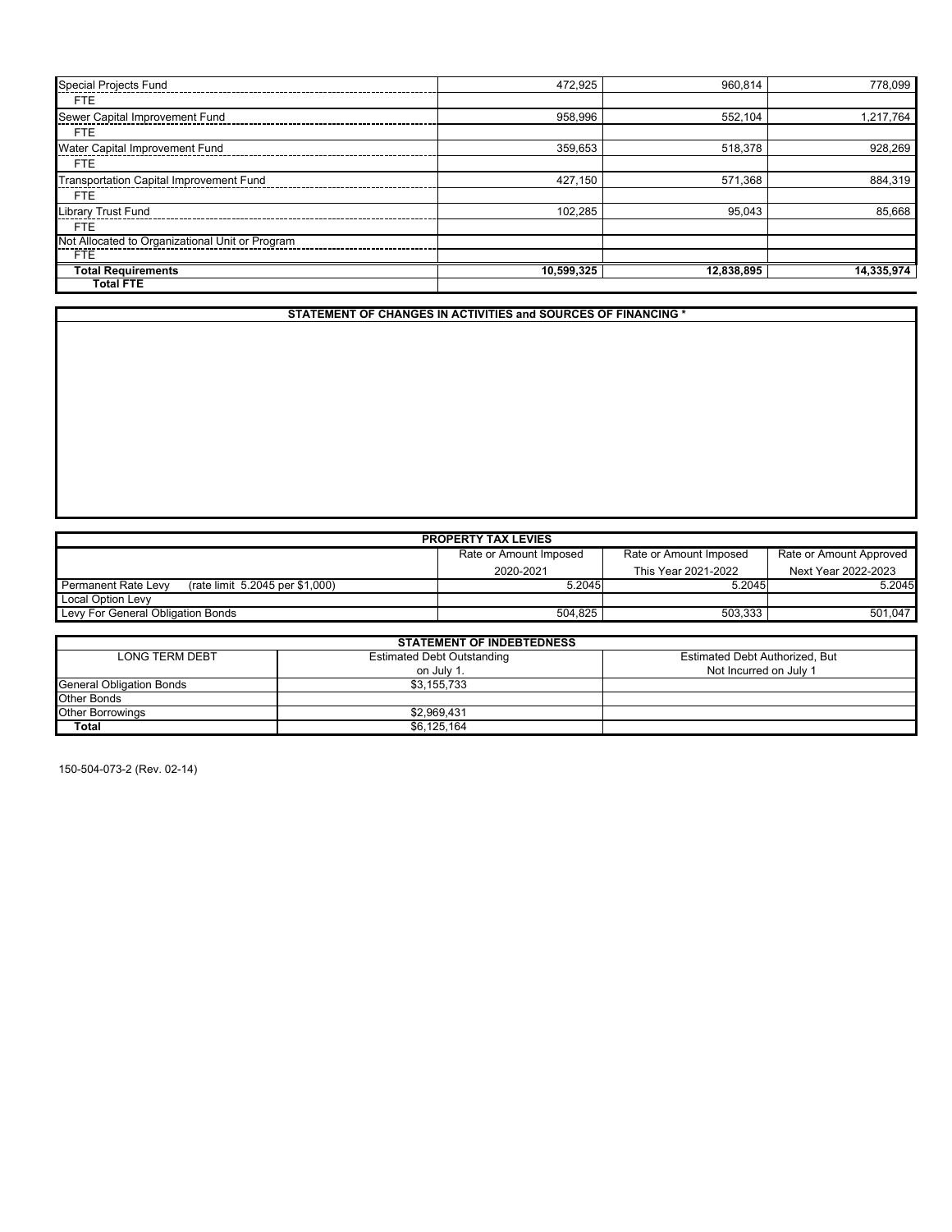| | | | |
|---|---|---|---|
| Special Projects Fund | 472,925 | 960,814 | 778,099 |
| FTE | | | |
| Sewer Capital Improvement Fund | 958,996 | 552,104 | 1,217,764 |
| FTE | | | |
| Water Capital Improvement Fund | 359,653 | 518,378 | 928,269 |
| FTE | | | |
| Transportation Capital Improvement Fund | 427,150 | 571,368 | 884,319 |
| FTE | | | |
| Library Trust Fund | 102,285 | 95,043 | 85,668 |
| FTE | | | |
| Not Allocated to Organizational Unit or Program | | | |
| FTE | | | |
| **Total Requirements** | **10,599,325** | **12,838,895** | **14,335,974** |
| **Total FTE** | | | |

**STATEMENT OF CHANGES IN ACTIVITIES and SOURCES OF FINANCING ***

**PROPERTY TAX LEVIES**

| | Rate or Amount Imposed 2020-2021 | Rate or Amount Imposed This Year 2021-2022 | Rate or Amount Approved Next Year 2022-2023 |
|---|---|---|---|
| Permanent Rate Levy (rate limit 5.2045 per $1,000) | 5.2045 | 5.2045 | 5.2045 |
| Local Option Levy | | | |
| Levy For General Obligation Bonds | 504,825 | 503,333 | 501,047 |

**STATEMENT OF INDEBTEDNESS**

| LONG TERM DEBT | Estimated Debt Outstanding on July 1. | Estimated Debt Authorized, But Not Incurred on July 1 |
|---|---|---|
| General Obligation Bonds | $3,155,733 | |
| Other Bonds | | |
| Other Borrowings | $2,969,431 | |
| **Total** | $6,125,164 | |

150-504-073-2 (Rev. 02-14)